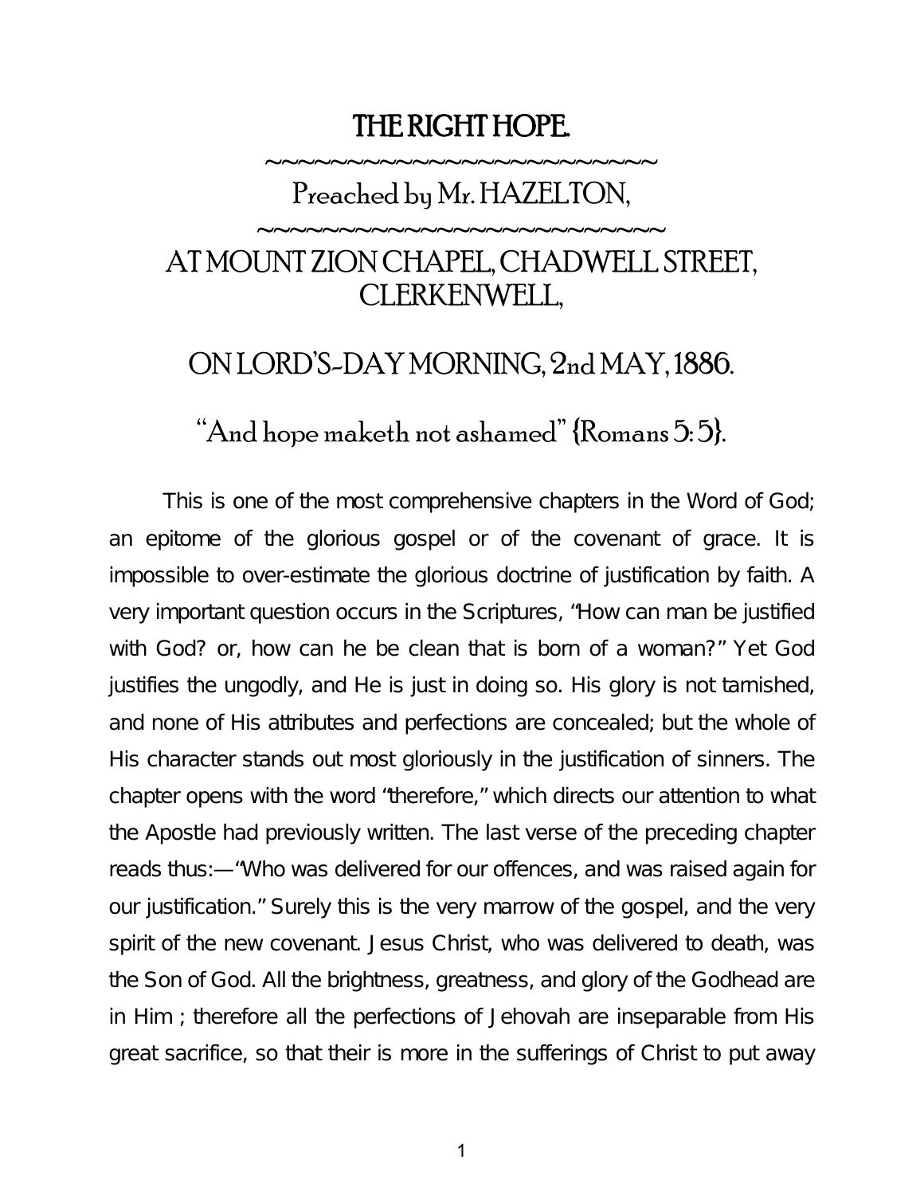# THE RIGHT HOPE.

~~~~~~~~~~~~~~~~~~~~~~~~~~

## Preached by Mr. HAZELTON,

~~~~~~~~~~~~~~~~~~~~~~~~~~

## AT MOUNT ZION CHAPEL, CHADWELL STREET, CLERKENWELL,

## ON LORD'S-DAY MORNING, 2nd MAY, 1886.

"And hope maketh not ashamed" {Romans 5:5}.

This is one of the most comprehensive chapters in the Word of God; an epitome of the glorious gospel or of the covenant of grace. It is impossible to over-estimate the glorious doctrine of justification by faith. A very important question occurs in the Scriptures, "How can man be justified with God? or, how can he be clean that is born of a woman?" Yet God justifies the ungodly, and He is just in doing so. His glory is not tarnished, and none of His attributes and perfections are concealed; but the whole of His character stands out most gloriously in the justification of sinners. The chapter opens with the word "therefore," which directs our attention to what the Apostle had previously written. The last verse of the preceding chapter reads thus:—"Who was delivered for our offences, and was raised again for our justification." Surely this is the very marrow of the gospel, and the very spirit of the new covenant. Jesus Christ, who was delivered to death, was the Son of God. All the brightness, greatness, and glory of the Godhead are in Him ; therefore all the perfections of Jehovah are inseparable from His great sacrifice, so that their is more in the sufferings of Christ to put away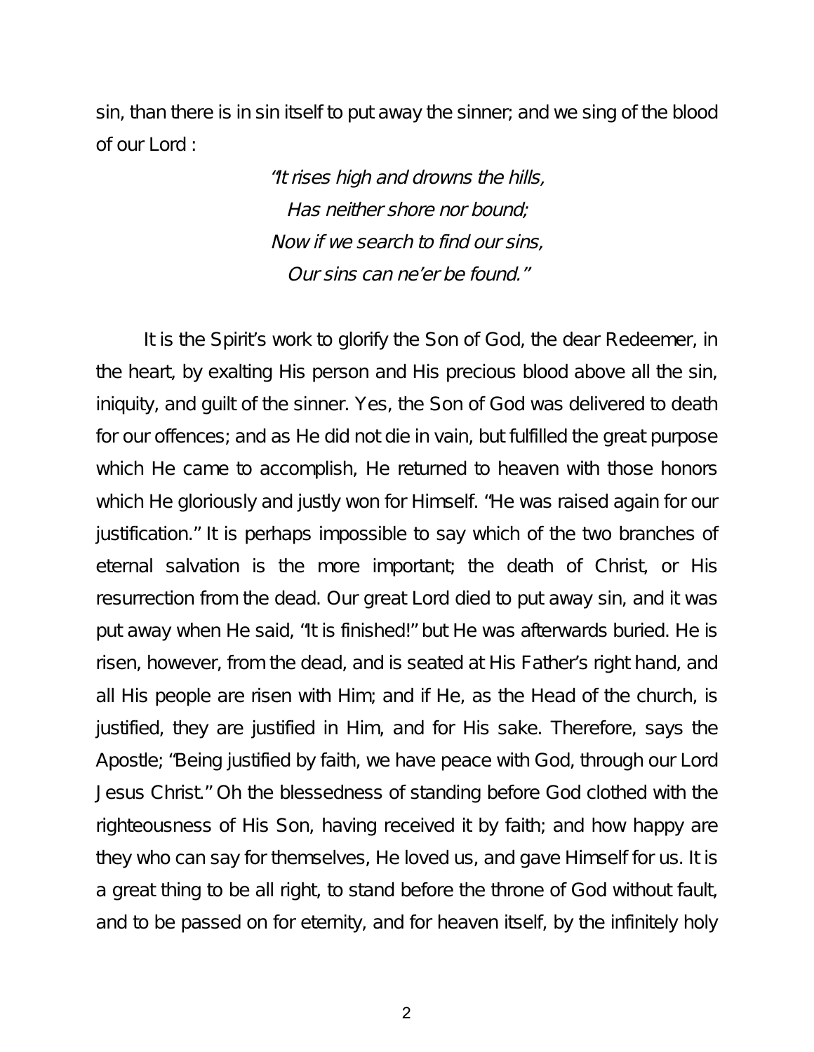sin, than there is in sin itself to put away the sinner; and we sing of the blood of our Lord :

> *"It rises high and drowns the hills,*
> *Has neither shore nor bound;*
> *Now if we search to find our sins,*
> *Our sins can ne'er be found."*

It is the Spirit's work to glorify the Son of God, the dear Redeemer, in the heart, by exalting His person and His precious blood above all the sin, iniquity, and guilt of the sinner. Yes, the Son of God was delivered to death for our offences; and as He did not die in vain, but fulfilled the great purpose which He came to accomplish, He returned to heaven with those honors which He gloriously and justly won for Himself. "He was raised again for our justification." It is perhaps impossible to say which of the two branches of eternal salvation is the more important; the death of Christ, or His resurrection from the dead. Our great Lord died to put away sin, and it was put away when He said, "It is finished!" but He was afterwards buried. He is risen, however, from the dead, and is seated at His Father's right hand, and all His people are risen with Him; and if He, as the Head of the church, is justified, they are justified in Him, and for His sake. Therefore, says the Apostle; "Being justified by faith, we have peace with God, through our Lord Jesus Christ." Oh the blessedness of standing before God clothed with the righteousness of His Son, having received it by faith; and how happy are they who can say for themselves, He loved us, and gave Himself for us. It is a great thing to be all right, to stand before the throne of God without fault, and to be passed on for eternity, and for heaven itself, by the infinitely holy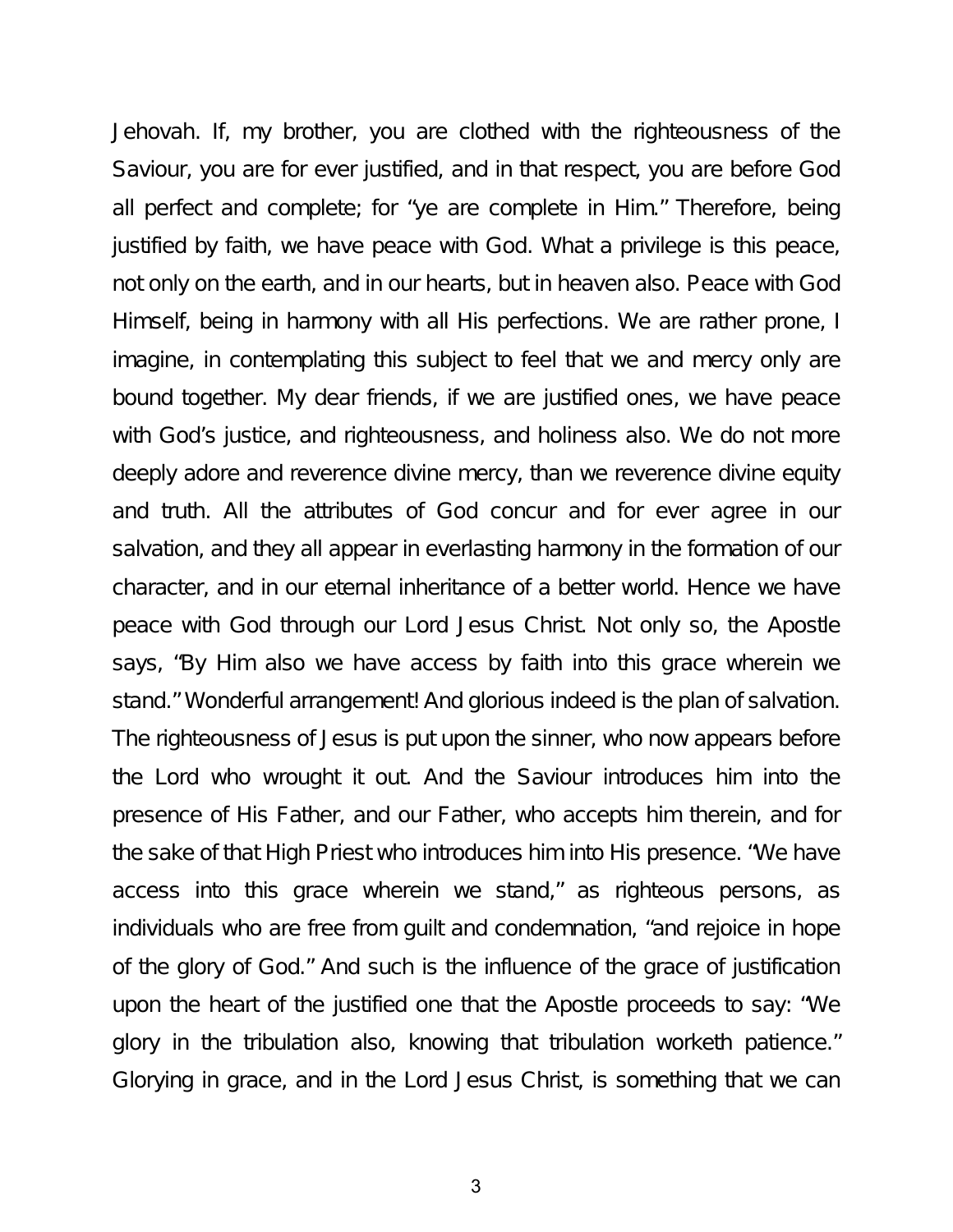Jehovah. If, my brother, you are clothed with the righteousness of the Saviour, you are for ever justified, and in that respect, you are before God all perfect and complete; for "ye are complete in Him." Therefore, being justified by faith, we have peace with God. What a privilege is this peace, not only on the earth, and in our hearts, but in heaven also. Peace with God Himself, being in harmony with all His perfections. We are rather prone, I imagine, in contemplating this subject to feel that we and mercy only are bound together. My dear friends, if we are justified ones, we have peace with God's justice, and righteousness, and holiness also. We do not more deeply adore and reverence divine mercy, than we reverence divine equity and truth. All the attributes of God concur and for ever agree in our salvation, and they all appear in everlasting harmony in the formation of our character, and in our eternal inheritance of a better world. Hence we have peace with God through our Lord Jesus Christ. Not only so, the Apostle says, "By Him also we have access by faith into this grace wherein we stand." Wonderful arrangement! And glorious indeed is the plan of salvation. The righteousness of Jesus is put upon the sinner, who now appears before the Lord who wrought it out. And the Saviour introduces him into the presence of His Father, and our Father, who accepts him therein, and for the sake of that High Priest who introduces him into His presence. "We have access into this grace wherein we stand," as righteous persons, as individuals who are free from guilt and condemnation, "and rejoice in hope of the glory of God." And such is the influence of the grace of justification upon the heart of the justified one that the Apostle proceeds to say: "We glory in the tribulation also, knowing that tribulation worketh patience." Glorying in grace, and in the Lord Jesus Christ, is something that we can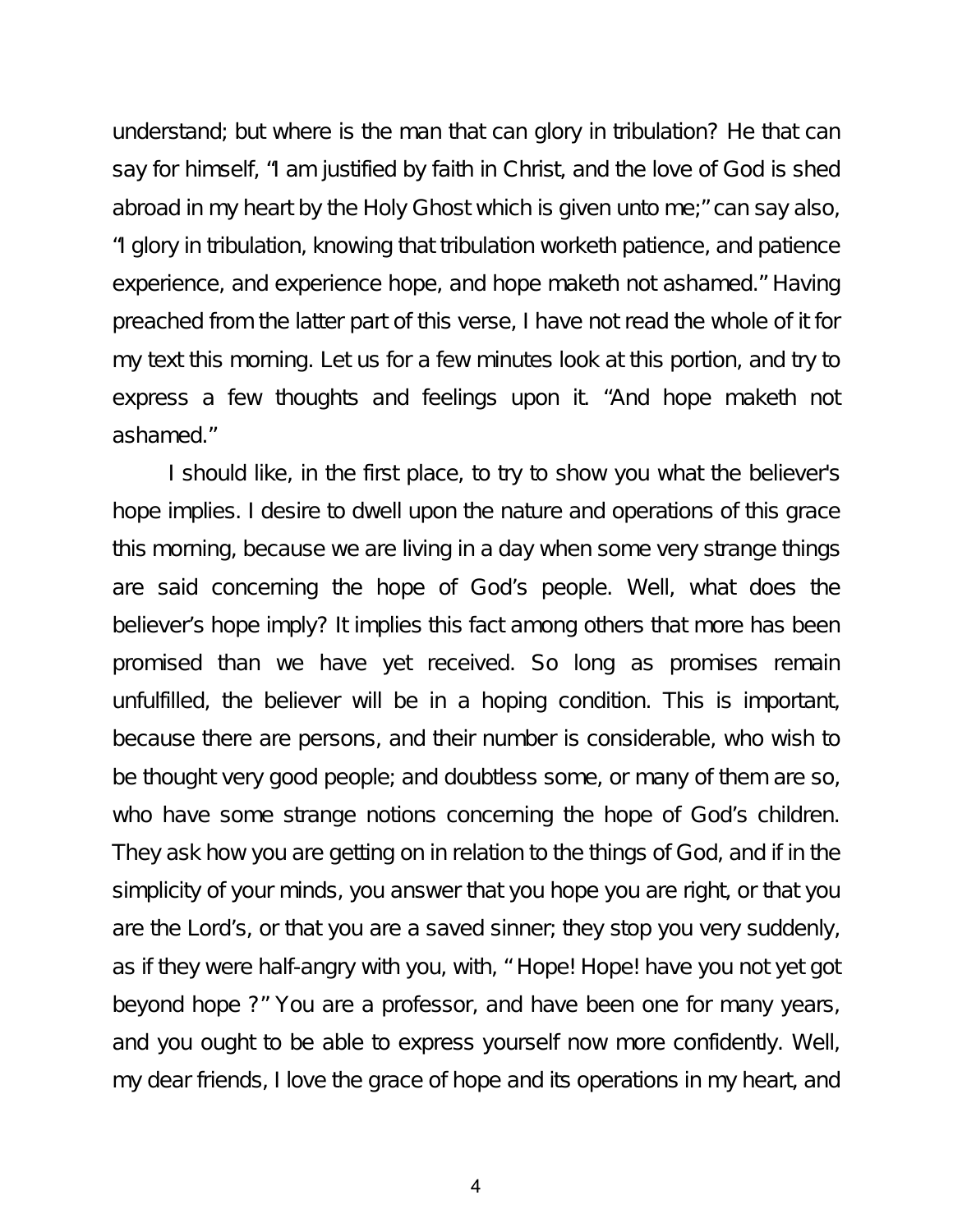understand; but where is the man that can glory in tribulation? He that can say for himself, "I am justified by faith in Christ, and the love of God is shed abroad in my heart by the Holy Ghost which is given unto me;" can say also, "I glory in tribulation, knowing that tribulation worketh patience, and patience experience, and experience hope, and hope maketh not ashamed." Having preached from the latter part of this verse, I have not read the whole of it for my text this morning. Let us for a few minutes look at this portion, and try to express a few thoughts and feelings upon it. "And hope maketh not ashamed."

I should like, in the first place, to try to show you what the believer's hope implies. I desire to dwell upon the nature and operations of this grace this morning, because we are living in a day when some very strange things are said concerning the hope of God's people. Well, what does the believer's hope imply? It implies this fact among others that more has been promised than we have yet received. So long as promises remain unfulfilled, the believer will be in a hoping condition. This is important, because there are persons, and their number is considerable, who wish to be thought very good people; and doubtless some, or many of them are so, who have some strange notions concerning the hope of God's children. They ask how you are getting on in relation to the things of God, and if in the simplicity of your minds, you answer that you hope you are right, or that you are the Lord's, or that you are a saved sinner; they stop you very suddenly, as if they were half-angry with you, with, "Hope! Hope! have you not yet got beyond hope ?" You are a professor, and have been one for many years, and you ought to be able to express yourself now more confidently. Well, my dear friends, I love the grace of hope and its operations in my heart, and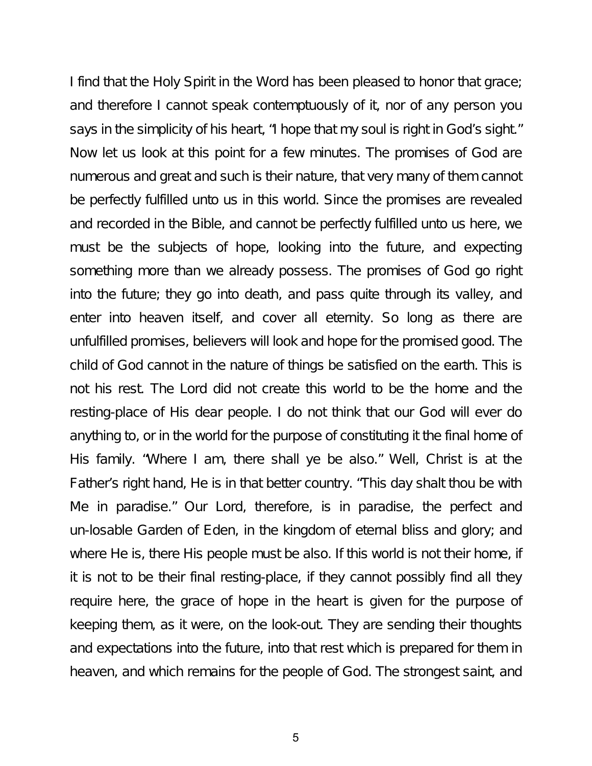I find that the Holy Spirit in the Word has been pleased to honor that grace; and therefore I cannot speak contemptuously of it, nor of any person you says in the simplicity of his heart, "I hope that my soul is right in God's sight." Now let us look at this point for a few minutes. The promises of God are numerous and great and such is their nature, that very many of them cannot be perfectly fulfilled unto us in this world. Since the promises are revealed and recorded in the Bible, and cannot be perfectly fulfilled unto us here, we must be the subjects of hope, looking into the future, and expecting something more than we already possess. The promises of God go right into the future; they go into death, and pass quite through its valley, and enter into heaven itself, and cover all eternity. So long as there are unfulfilled promises, believers will look and hope for the promised good. The child of God cannot in the nature of things be satisfied on the earth. This is not his rest. The Lord did not create this world to be the home and the resting-place of His dear people. I do not think that our God will ever do anything to, or in the world for the purpose of constituting it the final home of His family. "Where I am, there shall ye be also." Well, Christ is at the Father's right hand, He is in that better country. "This day shalt thou be with Me in paradise." Our Lord, therefore, is in paradise, the perfect and un-losable Garden of Eden, in the kingdom of eternal bliss and glory; and where He is, there His people must be also. If this world is not their home, if it is not to be their final resting-place, if they cannot possibly find all they require here, the grace of hope in the heart is given for the purpose of keeping them, as it were, on the look-out. They are sending their thoughts and expectations into the future, into that rest which is prepared for them in heaven, and which remains for the people of God. The strongest saint, and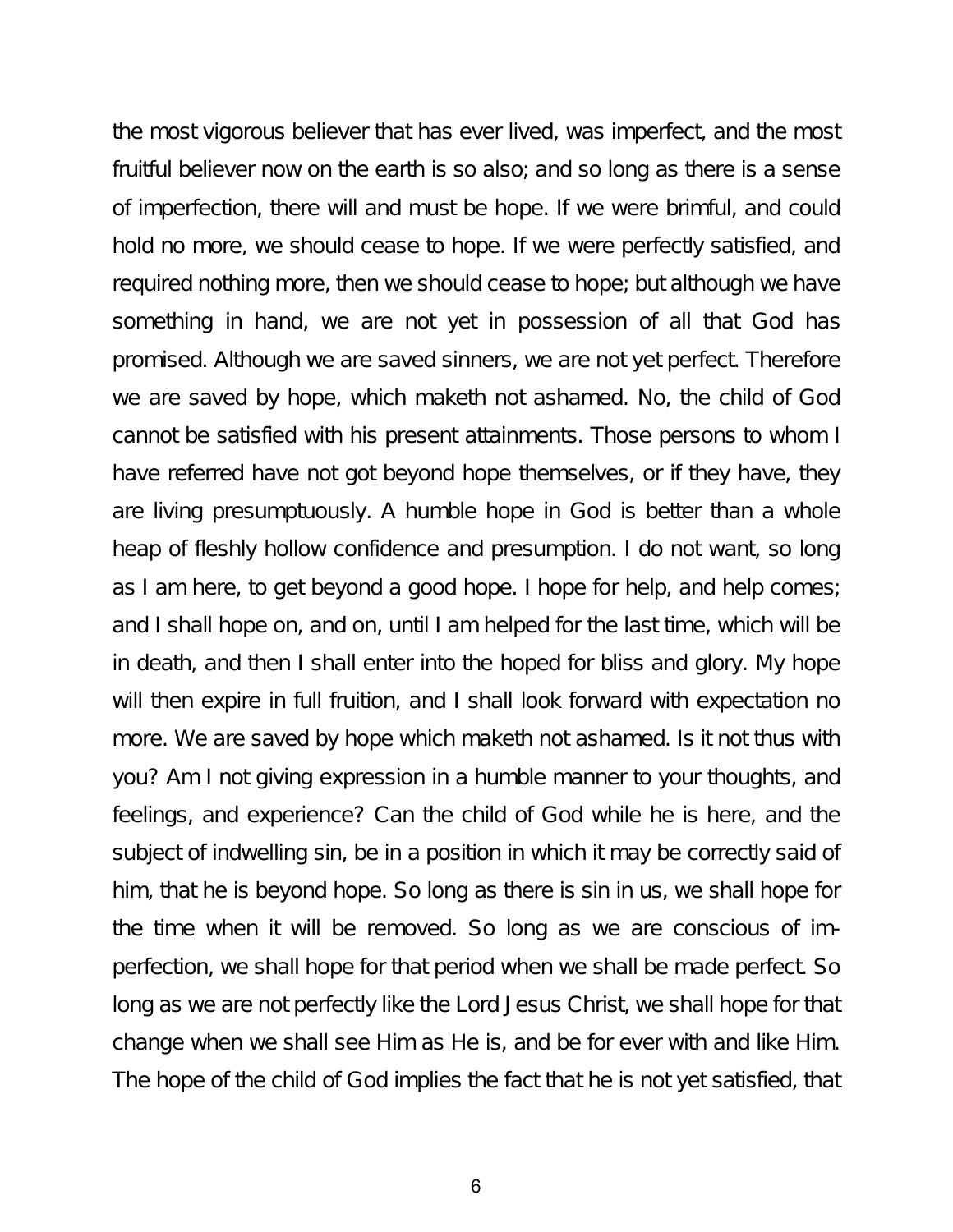the most vigorous believer that has ever lived, was imperfect, and the most fruitful believer now on the earth is so also; and so long as there is a sense of imperfection, there will and must be hope. If we were brimful, and could hold no more, we should cease to hope. If we were perfectly satisfied, and required nothing more, then we should cease to hope; but although we have something in hand, we are not yet in possession of all that God has promised. Although we are saved sinners, we are not yet perfect. Therefore we are saved by hope, which maketh not ashamed. No, the child of God cannot be satisfied with his present attainments. Those persons to whom I have referred have not got beyond hope themselves, or if they have, they are living presumptuously. A humble hope in God is better than a whole heap of fleshly hollow confidence and presumption. I do not want, so long as I am here, to get beyond a good hope. I hope for help, and help comes; and I shall hope on, and on, until I am helped for the last time, which will be in death, and then I shall enter into the hoped for bliss and glory. My hope will then expire in full fruition, and I shall look forward with expectation no more. We are saved by hope which maketh not ashamed. Is it not thus with you? Am I not giving expression in a humble manner to your thoughts, and feelings, and experience? Can the child of God while he is here, and the subject of indwelling sin, be in a position in which it may be correctly said of him, that he is beyond hope. So long as there is sin in us, we shall hope for the time when it will be removed. So long as we are conscious of imperfection, we shall hope for that period when we shall be made perfect. So long as we are not perfectly like the Lord Jesus Christ, we shall hope for that change when we shall see Him as He is, and be for ever with and like Him. The hope of the child of God implies the fact that he is not yet satisfied, that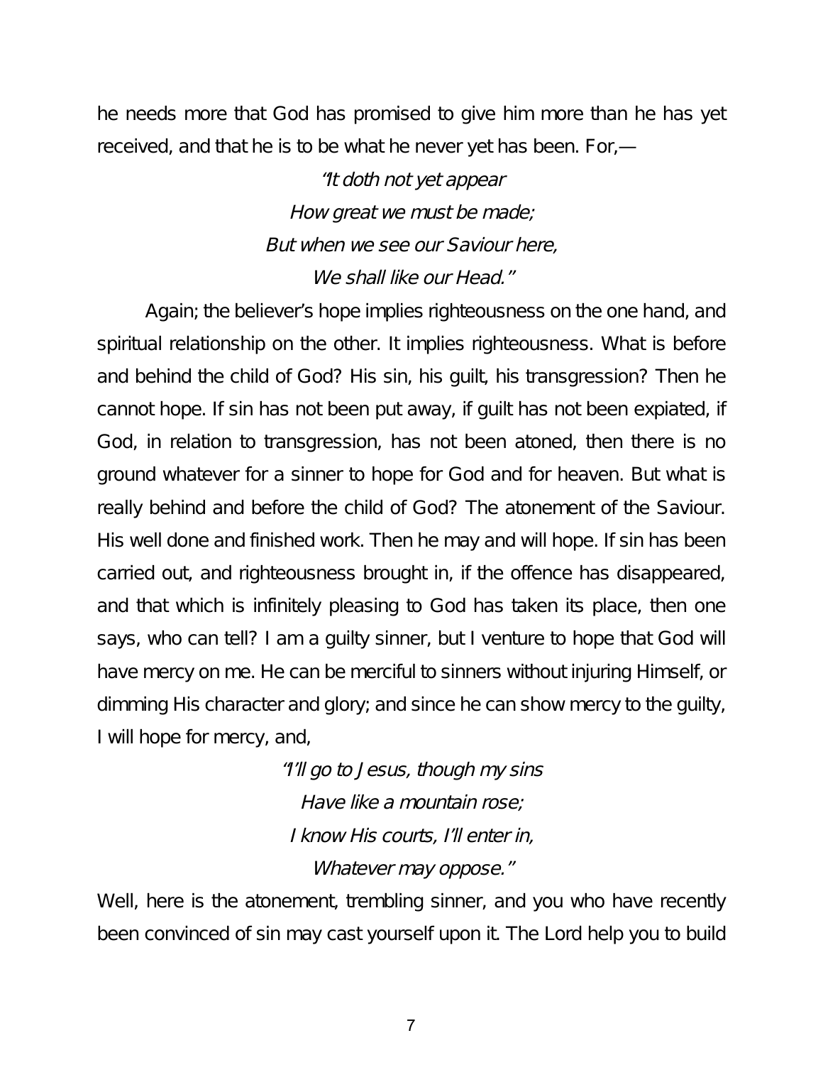he needs more that God has promised to give him more than he has yet received, and that he is to be what he never yet has been. For,—

*"It doth not yet appear*
*How great we must be made;*
*But when we see our Saviour here,*
*We shall like our Head."*

Again; the believer's hope implies righteousness on the one hand, and spiritual relationship on the other. It implies righteousness. What is before and behind the child of God? His sin, his guilt, his transgression? Then he cannot hope. If sin has not been put away, if guilt has not been expiated, if God, in relation to transgression, has not been atoned, then there is no ground whatever for a sinner to hope for God and for heaven. But what is really behind and before the child of God? The atonement of the Saviour. His well done and finished work. Then he may and will hope. If sin has been carried out, and righteousness brought in, if the offence has disappeared, and that which is infinitely pleasing to God has taken its place, then one says, who can tell? I am a guilty sinner, but I venture to hope that God will have mercy on me. He can be merciful to sinners without injuring Himself, or dimming His character and glory; and since he can show mercy to the guilty, I will hope for mercy, and,

*"I'll go to Jesus, though my sins*
*Have like a mountain rose;*
*I know His courts, I'll enter in,*
*Whatever may oppose."*

Well, here is the atonement, trembling sinner, and you who have recently been convinced of sin may cast yourself upon it. The Lord help you to build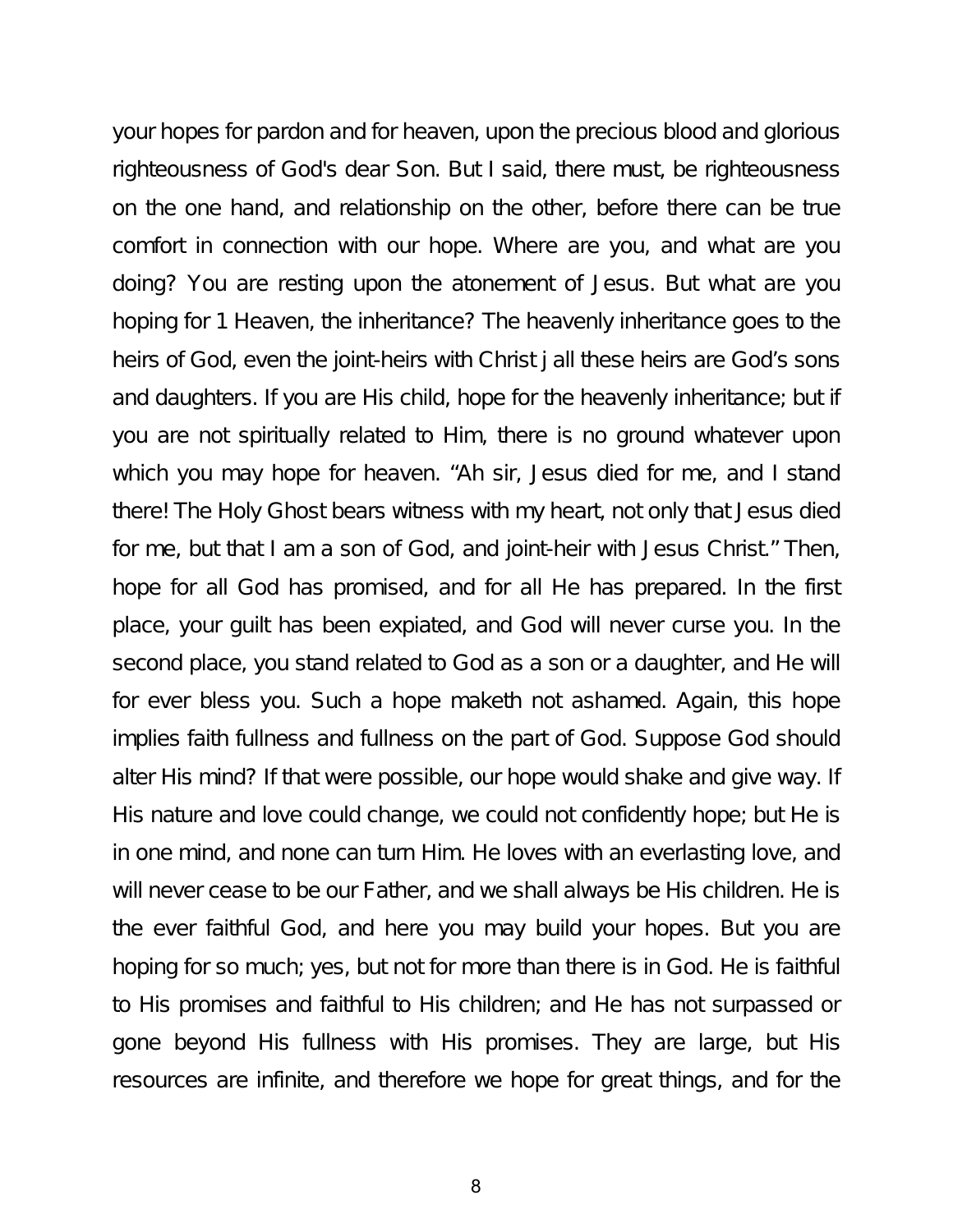your hopes for pardon and for heaven, upon the precious blood and glorious righteousness of God's dear Son. But I said, there must, be righteousness on the one hand, and relationship on the other, before there can be true comfort in connection with our hope. Where are you, and what are you doing? You are resting upon the atonement of Jesus. But what are you hoping for 1 Heaven, the inheritance? The heavenly inheritance goes to the heirs of God, even the joint-heirs with Christ j all these heirs are God's sons and daughters. If you are His child, hope for the heavenly inheritance; but if you are not spiritually related to Him, there is no ground whatever upon which you may hope for heaven. "Ah sir, Jesus died for me, and I stand there! The Holy Ghost bears witness with my heart, not only that Jesus died for me, but that I am a son of God, and joint-heir with Jesus Christ." Then, hope for all God has promised, and for all He has prepared. In the first place, your guilt has been expiated, and God will never curse you. In the second place, you stand related to God as a son or a daughter, and He will for ever bless you. Such a hope maketh not ashamed. Again, this hope implies faith fullness and fullness on the part of God. Suppose God should alter His mind? If that were possible, our hope would shake and give way. If His nature and love could change, we could not confidently hope; but He is in one mind, and none can turn Him. He loves with an everlasting love, and will never cease to be our Father, and we shall always be His children. He is the ever faithful God, and here you may build your hopes. But you are hoping for so much; yes, but not for more than there is in God. He is faithful to His promises and faithful to His children; and He has not surpassed or gone beyond His fullness with His promises. They are large, but His resources are infinite, and therefore we hope for great things, and for the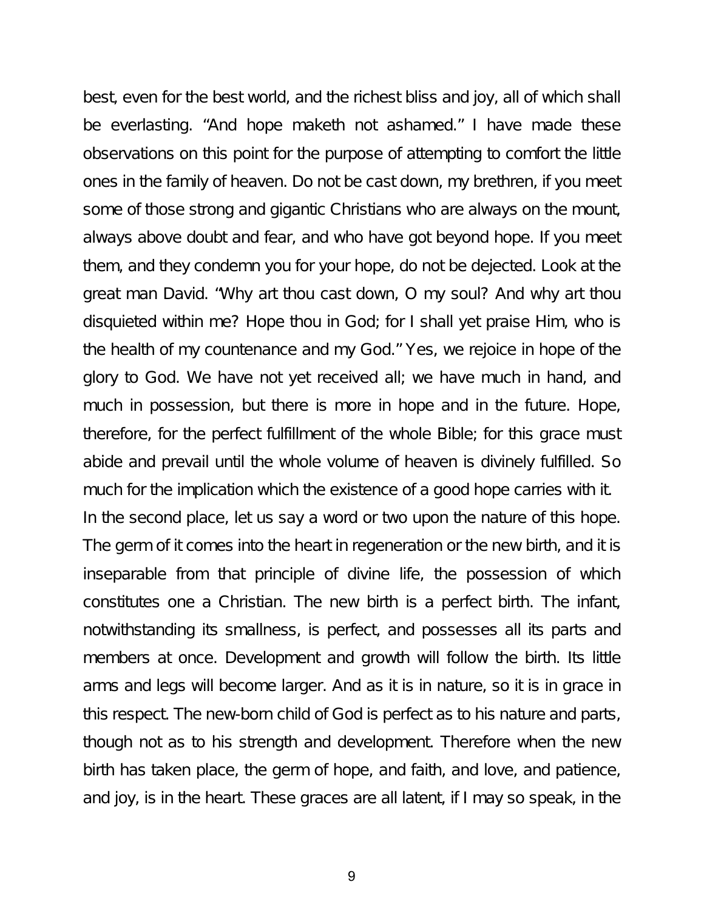best, even for the best world, and the richest bliss and joy, all of which shall be everlasting. "And hope maketh not ashamed." I have made these observations on this point for the purpose of attempting to comfort the little ones in the family of heaven. Do not be cast down, my brethren, if you meet some of those strong and gigantic Christians who are always on the mount, always above doubt and fear, and who have got beyond hope. If you meet them, and they condemn you for your hope, do not be dejected. Look at the great man David. "Why art thou cast down, O my soul? And why art thou disquieted within me? Hope thou in God; for I shall yet praise Him, who is the health of my countenance and my God." Yes, we rejoice in hope of the glory to God. We have not yet received all; we have much in hand, and much in possession, but there is more in hope and in the future. Hope, therefore, for the perfect fulfillment of the whole Bible; for this grace must abide and prevail until the whole volume of heaven is divinely fulfilled. So much for the implication which the existence of a good hope carries with it.

In the second place, let us say a word or two upon the nature of this hope. The germ of it comes into the heart in regeneration or the new birth, and it is inseparable from that principle of divine life, the possession of which constitutes one a Christian. The new birth is a perfect birth. The infant, notwithstanding its smallness, is perfect, and possesses all its parts and members at once. Development and growth will follow the birth. Its little arms and legs will become larger. And as it is in nature, so it is in grace in this respect. The new-born child of God is perfect as to his nature and parts, though not as to his strength and development. Therefore when the new birth has taken place, the germ of hope, and faith, and love, and patience, and joy, is in the heart. These graces are all latent, if I may so speak, in the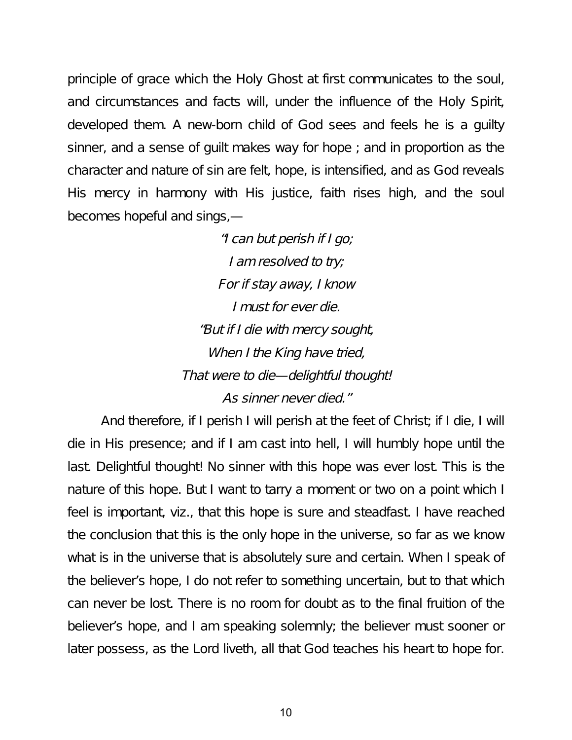principle of grace which the Holy Ghost at first communicates to the soul, and circumstances and facts will, under the influence of the Holy Spirit, developed them. A new-born child of God sees and feels he is a guilty sinner, and a sense of guilt makes way for hope ; and in proportion as the character and nature of sin are felt, hope, is intensified, and as God reveals His mercy in harmony with His justice, faith rises high, and the soul becomes hopeful and sings,—

*"I can but perish if I go;*  
*I am resolved to try;*  
*For if stay away, I know*  
*I must for ever die.*  
*"But if I die with mercy sought,*  
*When I the King have tried,*  
*That were to die—delightful thought!*  
*As sinner never died."*

And therefore, if I perish I will perish at the feet of Christ; if I die, I will die in His presence; and if I am cast into hell, I will humbly hope until the last. Delightful thought! No sinner with this hope was ever lost. This is the nature of this hope. But I want to tarry a moment or two on a point which I feel is important, viz., that this hope is sure and steadfast. I have reached the conclusion that this is the only hope in the universe, so far as we know what is in the universe that is absolutely sure and certain. When I speak of the believer's hope, I do not refer to something uncertain, but to that which can never be lost. There is no room for doubt as to the final fruition of the believer's hope, and I am speaking solemnly; the believer must sooner or later possess, as the Lord liveth, all that God teaches his heart to hope for.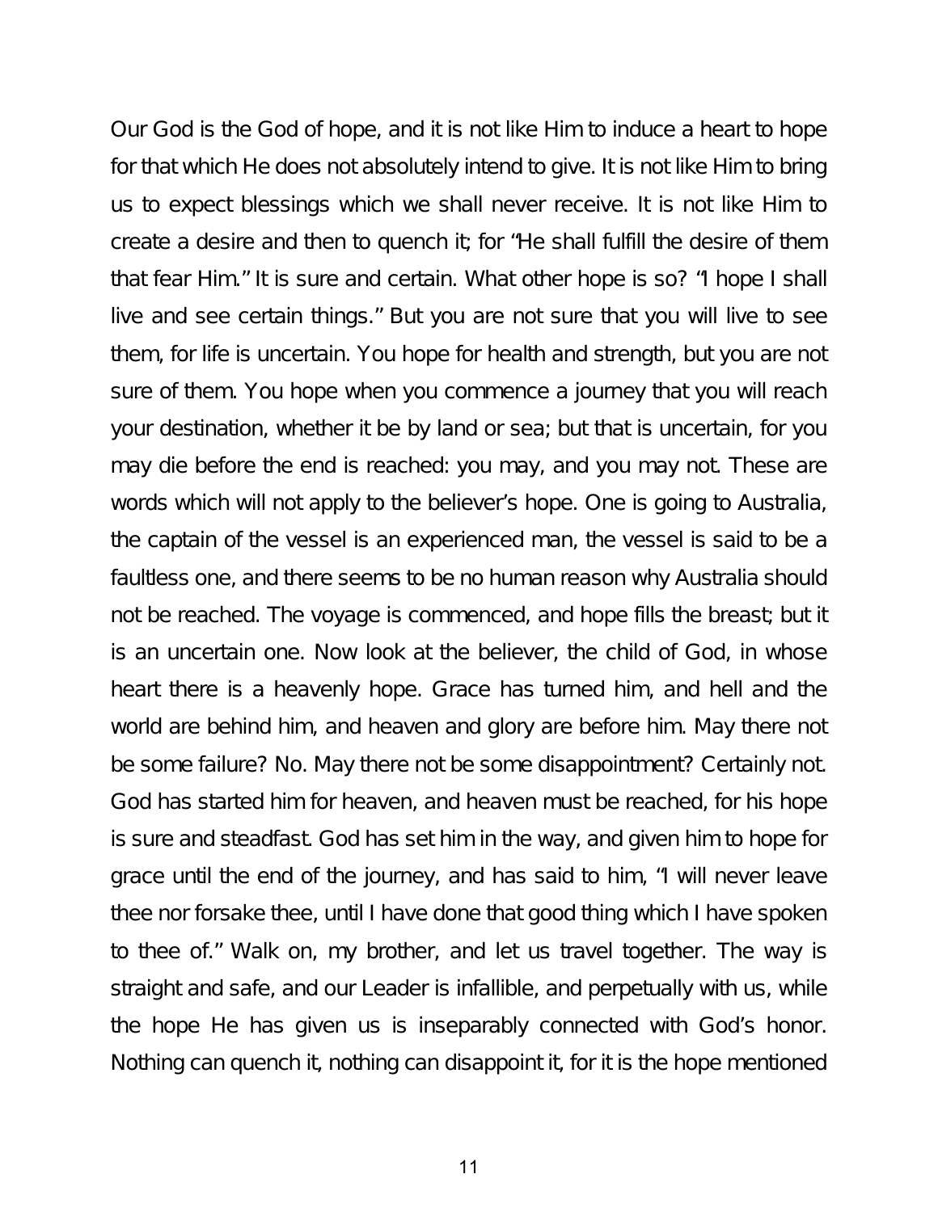Our God is the God of hope, and it is not like Him to induce a heart to hope for that which He does not absolutely intend to give. It is not like Him to bring us to expect blessings which we shall never receive. It is not like Him to create a desire and then to quench it; for "He shall fulfill the desire of them that fear Him." It is sure and certain. What other hope is so? "I hope I shall live and see certain things." But you are not sure that you will live to see them, for life is uncertain. You hope for health and strength, but you are not sure of them. You hope when you commence a journey that you will reach your destination, whether it be by land or sea; but that is uncertain, for you may die before the end is reached: you may, and you may not. These are words which will not apply to the believer's hope. One is going to Australia, the captain of the vessel is an experienced man, the vessel is said to be a faultless one, and there seems to be no human reason why Australia should not be reached. The voyage is commenced, and hope fills the breast; but it is an uncertain one. Now look at the believer, the child of God, in whose heart there is a heavenly hope. Grace has turned him, and hell and the world are behind him, and heaven and glory are before him. May there not be some failure? No. May there not be some disappointment? Certainly not. God has started him for heaven, and heaven must be reached, for his hope is sure and steadfast. God has set him in the way, and given him to hope for grace until the end of the journey, and has said to him, "I will never leave thee nor forsake thee, until I have done that good thing which I have spoken to thee of." Walk on, my brother, and let us travel together. The way is straight and safe, and our Leader is infallible, and perpetually with us, while the hope He has given us is inseparably connected with God's honor. Nothing can quench it, nothing can disappoint it, for it is the hope mentioned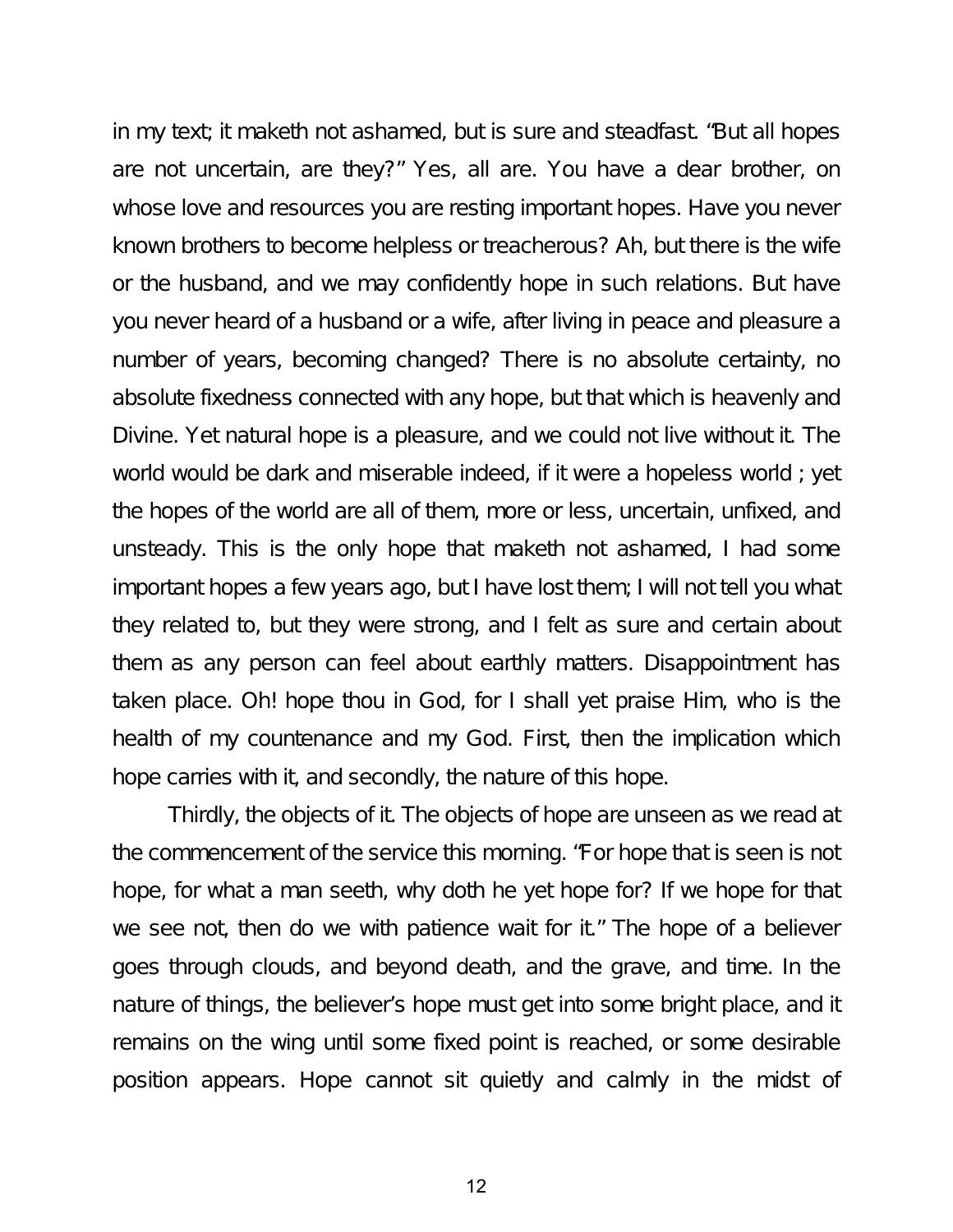in my text; it maketh not ashamed, but is sure and steadfast. "But all hopes are not uncertain, are they?" Yes, all are. You have a dear brother, on whose love and resources you are resting important hopes. Have you never known brothers to become helpless or treacherous? Ah, but there is the wife or the husband, and we may confidently hope in such relations. But have you never heard of a husband or a wife, after living in peace and pleasure a number of years, becoming changed? There is no absolute certainty, no absolute fixedness connected with any hope, but that which is heavenly and Divine. Yet natural hope is a pleasure, and we could not live without it. The world would be dark and miserable indeed, if it were a hopeless world ; yet the hopes of the world are all of them, more or less, uncertain, unfixed, and unsteady. This is the only hope that maketh not ashamed, I had some important hopes a few years ago, but I have lost them; I will not tell you what they related to, but they were strong, and I felt as sure and certain about them as any person can feel about earthly matters. Disappointment has taken place. Oh! hope thou in God, for I shall yet praise Him, who is the health of my countenance and my God. First, then the implication which hope carries with it, and secondly, the nature of this hope.

Thirdly, the objects of it. The objects of hope are unseen as we read at the commencement of the service this morning. "For hope that is seen is not hope, for what a man seeth, why doth he yet hope for? If we hope for that we see not, then do we with patience wait for it." The hope of a believer goes through clouds, and beyond death, and the grave, and time. In the nature of things, the believer's hope must get into some bright place, and it remains on the wing until some fixed point is reached, or some desirable position appears. Hope cannot sit quietly and calmly in the midst of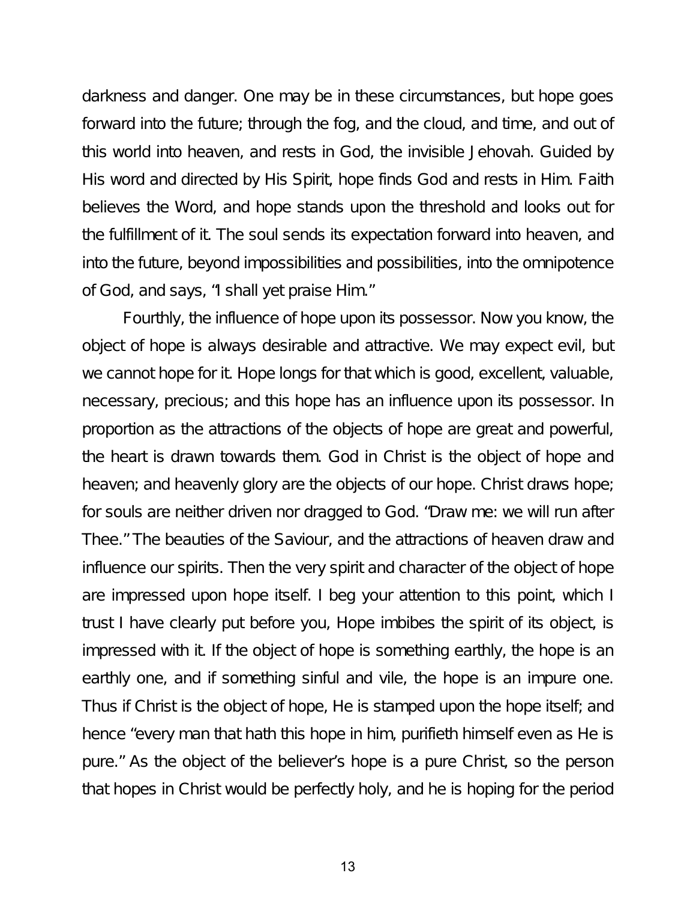darkness and danger. One may be in these circumstances, but hope goes forward into the future; through the fog, and the cloud, and time, and out of this world into heaven, and rests in God, the invisible Jehovah. Guided by His word and directed by His Spirit, hope finds God and rests in Him. Faith believes the Word, and hope stands upon the threshold and looks out for the fulfillment of it. The soul sends its expectation forward into heaven, and into the future, beyond impossibilities and possibilities, into the omnipotence of God, and says, "I shall yet praise Him."

Fourthly, the influence of hope upon its possessor. Now you know, the object of hope is always desirable and attractive. We may expect evil, but we cannot hope for it. Hope longs for that which is good, excellent, valuable, necessary, precious; and this hope has an influence upon its possessor. In proportion as the attractions of the objects of hope are great and powerful, the heart is drawn towards them. God in Christ is the object of hope and heaven; and heavenly glory are the objects of our hope. Christ draws hope; for souls are neither driven nor dragged to God. "Draw me: we will run after Thee." The beauties of the Saviour, and the attractions of heaven draw and influence our spirits. Then the very spirit and character of the object of hope are impressed upon hope itself. I beg your attention to this point, which I trust I have clearly put before you, Hope imbibes the spirit of its object, is impressed with it. If the object of hope is something earthly, the hope is an earthly one, and if something sinful and vile, the hope is an impure one. Thus if Christ is the object of hope, He is stamped upon the hope itself; and hence "every man that hath this hope in him, purifieth himself even as He is pure." As the object of the believer's hope is a pure Christ, so the person that hopes in Christ would be perfectly holy, and he is hoping for the period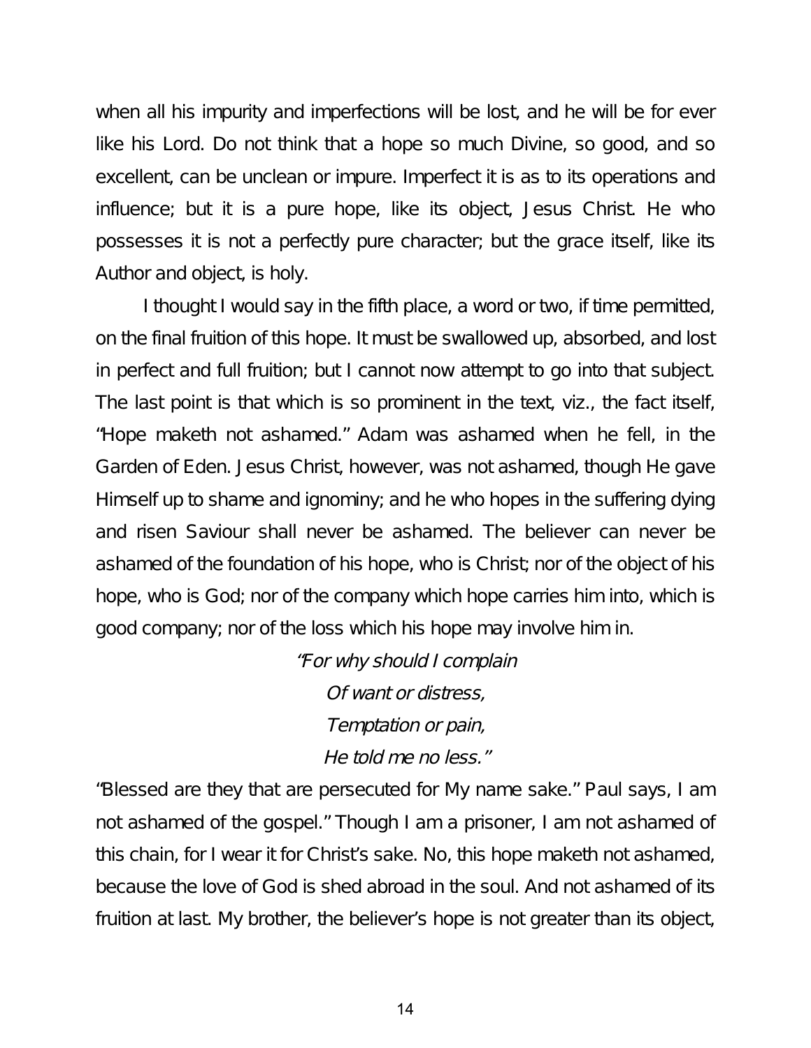when all his impurity and imperfections will be lost, and he will be for ever like his Lord. Do not think that a hope so much Divine, so good, and so excellent, can be unclean or impure. Imperfect it is as to its operations and influence; but it is a pure hope, like its object, Jesus Christ. He who possesses it is not a perfectly pure character; but the grace itself, like its Author and object, is holy.

I thought I would say in the fifth place, a word or two, if time permitted, on the final fruition of this hope. It must be swallowed up, absorbed, and lost in perfect and full fruition; but I cannot now attempt to go into that subject. The last point is that which is so prominent in the text, viz., the fact itself, "Hope maketh not ashamed." Adam was ashamed when he fell, in the Garden of Eden. Jesus Christ, however, was not ashamed, though He gave Himself up to shame and ignominy; and he who hopes in the suffering dying and risen Saviour shall never be ashamed. The believer can never be ashamed of the foundation of his hope, who is Christ; nor of the object of his hope, who is God; nor of the company which hope carries him into, which is good company; nor of the loss which his hope may involve him in.

*"For why should I complain*
*Of want or distress,*
*Temptation or pain,*
*He told me no less."*

"Blessed are they that are persecuted for My name sake." Paul says, I am not ashamed of the gospel." Though I am a prisoner, I am not ashamed of this chain, for I wear it for Christ's sake. No, this hope maketh not ashamed, because the love of God is shed abroad in the soul. And not ashamed of its fruition at last. My brother, the believer's hope is not greater than its object,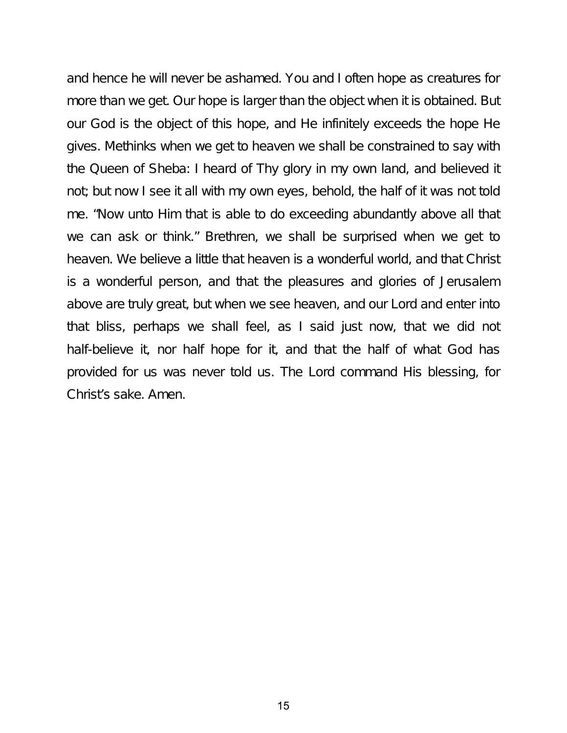and hence he will never be ashamed. You and I often hope as creatures for more than we get. Our hope is larger than the object when it is obtained. But our God is the object of this hope, and He infinitely exceeds the hope He gives. Methinks when we get to heaven we shall be constrained to say with the Queen of Sheba: I heard of Thy glory in my own land, and believed it not; but now I see it all with my own eyes, behold, the half of it was not told me. "Now unto Him that is able to do exceeding abundantly above all that we can ask or think." Brethren, we shall be surprised when we get to heaven. We believe a little that heaven is a wonderful world, and that Christ is a wonderful person, and that the pleasures and glories of Jerusalem above are truly great, but when we see heaven, and our Lord and enter into that bliss, perhaps we shall feel, as I said just now, that we did not half-believe it, nor half hope for it, and that the half of what God has provided for us was never told us. The Lord command His blessing, for Christ's sake. Amen.